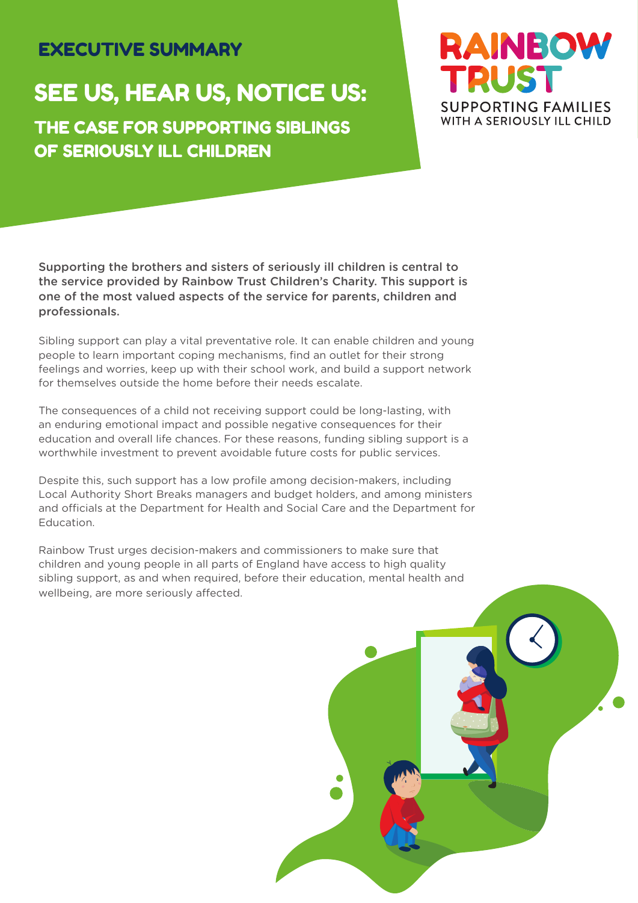# EXECUTIVE SUMMARY

# SEE US, HEAR US, NOTICE US:

## THE CASE FOR SUPPORTING SIBLINGS OF SERIOUSLY ILL CHILDREN

RAINBOW TRUST

SUPPORTING FAMILIES WITH A SERIOUSLY ILL CHILD

Supporting the brothers and sisters of seriously ill children is central to the service provided by Rainbow Trust Children's Charity. This support is one of the most valued aspects of the service for parents, children and professionals.

Sibling support can play a vital preventative role. It can enable children and young people to learn important coping mechanisms, find an outlet for their strong feelings and worries, keep up with their school work, and build a support network for themselves outside the home before their needs escalate.

The consequences of a child not receiving support could be long-lasting, with an enduring emotional impact and possible negative consequences for their education and overall life chances. For these reasons, funding sibling support is a worthwhile investment to prevent avoidable future costs for public services.

Despite this, such support has a low profile among decision-makers, including Local Authority Short Breaks managers and budget holders, and among ministers and officials at the Department for Health and Social Care and the Department for Education.

Rainbow Trust urges decision-makers and commissioners to make sure that children and young people in all parts of England have access to high quality sibling support, as and when required, before their education, mental health and wellbeing, are more seriously affected.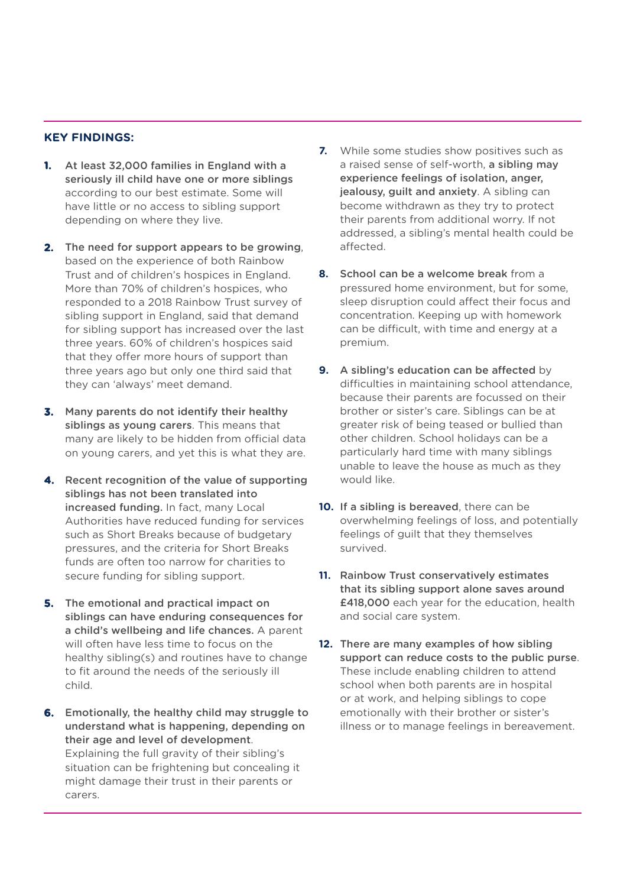**KEY FINDINGS:**

1. **At least 32,000 families in England with a seriously ill child have one or more siblings** according to our best estimate. Some will have little or no access to sibling support depending on where they live.

2. **The need for support appears to be growing**, based on the experience of both Rainbow Trust and of children's hospices in England. More than 70% of children's hospices, who responded to a 2018 Rainbow Trust survey of sibling support in England, said that demand for sibling support has increased over the last three years. 60% of children's hospices said that they offer more hours of support than three years ago but only one third said that they can 'always' meet demand.

3. **Many parents do not identify their healthy siblings as young carers**. This means that many are likely to be hidden from official data on young carers, and yet this is what they are.

4. **Recent recognition of the value of supporting siblings has not been translated into increased funding.** In fact, many Local Authorities have reduced funding for services such as Short Breaks because of budgetary pressures, and the criteria for Short Breaks funds are often too narrow for charities to secure funding for sibling support.

5. **The emotional and practical impact on siblings can have enduring consequences for a child's wellbeing and life chances.** A parent will often have less time to focus on the healthy sibling(s) and routines have to change to fit around the needs of the seriously ill child.

6. **Emotionally, the healthy child may struggle to understand what is happening, depending on their age and level of development**. Explaining the full gravity of their sibling's situation can be frightening but concealing it might damage their trust in their parents or carers.

7. While some studies show positives such as a raised sense of self-worth, **a sibling may experience feelings of isolation, anger, jealousy, guilt and anxiety**. A sibling can become withdrawn as they try to protect their parents from additional worry. If not addressed, a sibling's mental health could be affected.

8. **School can be a welcome break** from a pressured home environment, but for some, sleep disruption could affect their focus and concentration. Keeping up with homework can be difficult, with time and energy at a premium.

9. **A sibling's education can be affected** by difficulties in maintaining school attendance, because their parents are focussed on their brother or sister's care. Siblings can be at greater risk of being teased or bullied than other children. School holidays can be a particularly hard time with many siblings unable to leave the house as much as they would like.

10. **If a sibling is bereaved**, there can be overwhelming feelings of loss, and potentially feelings of guilt that they themselves survived.

11. **Rainbow Trust conservatively estimates that its sibling support alone saves around £418,000** each year for the education, health and social care system.

12. **There are many examples of how sibling support can reduce costs to the public purse**. These include enabling children to attend school when both parents are in hospital or at work, and helping siblings to cope emotionally with their brother or sister's illness or to manage feelings in bereavement.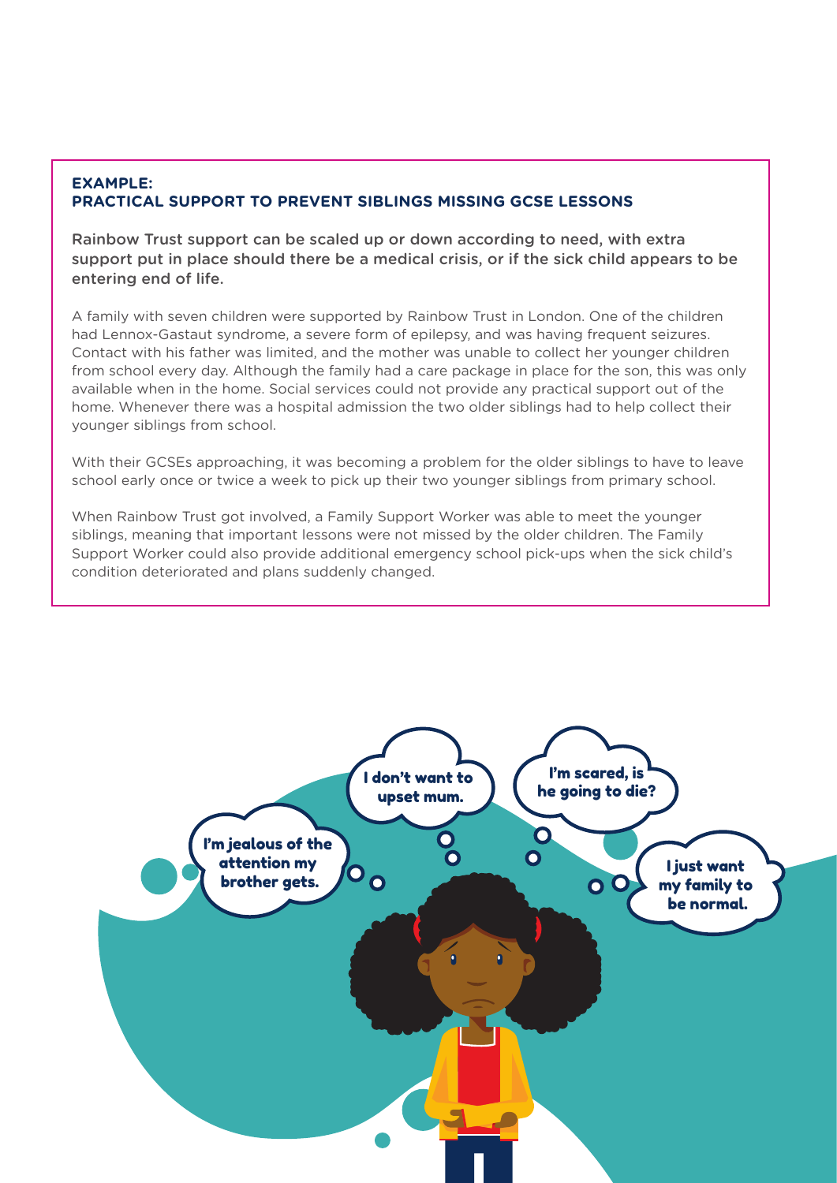**EXAMPLE:**
**PRACTICAL SUPPORT TO PREVENT SIBLINGS MISSING GCSE LESSONS**

Rainbow Trust support can be scaled up or down according to need, with extra support put in place should there be a medical crisis, or if the sick child appears to be entering end of life.

A family with seven children were supported by Rainbow Trust in London. One of the children had Lennox-Gastaut syndrome, a severe form of epilepsy, and was having frequent seizures. Contact with his father was limited, and the mother was unable to collect her younger children from school every day. Although the family had a care package in place for the son, this was only available when in the home. Social services could not provide any practical support out of the home. Whenever there was a hospital admission the two older siblings had to help collect their younger siblings from school.

With their GCSEs approaching, it was becoming a problem for the older siblings to have to leave school early once or twice a week to pick up their two younger siblings from primary school.

When Rainbow Trust got involved, a Family Support Worker was able to meet the younger siblings, meaning that important lessons were not missed by the older children. The Family Support Worker could also provide additional emergency school pick-ups when the sick child's condition deteriorated and plans suddenly changed.

I'm jealous of the attention my brother gets.

I don't want to upset mum.

I'm scared, is he going to die?

I just want my family to be normal.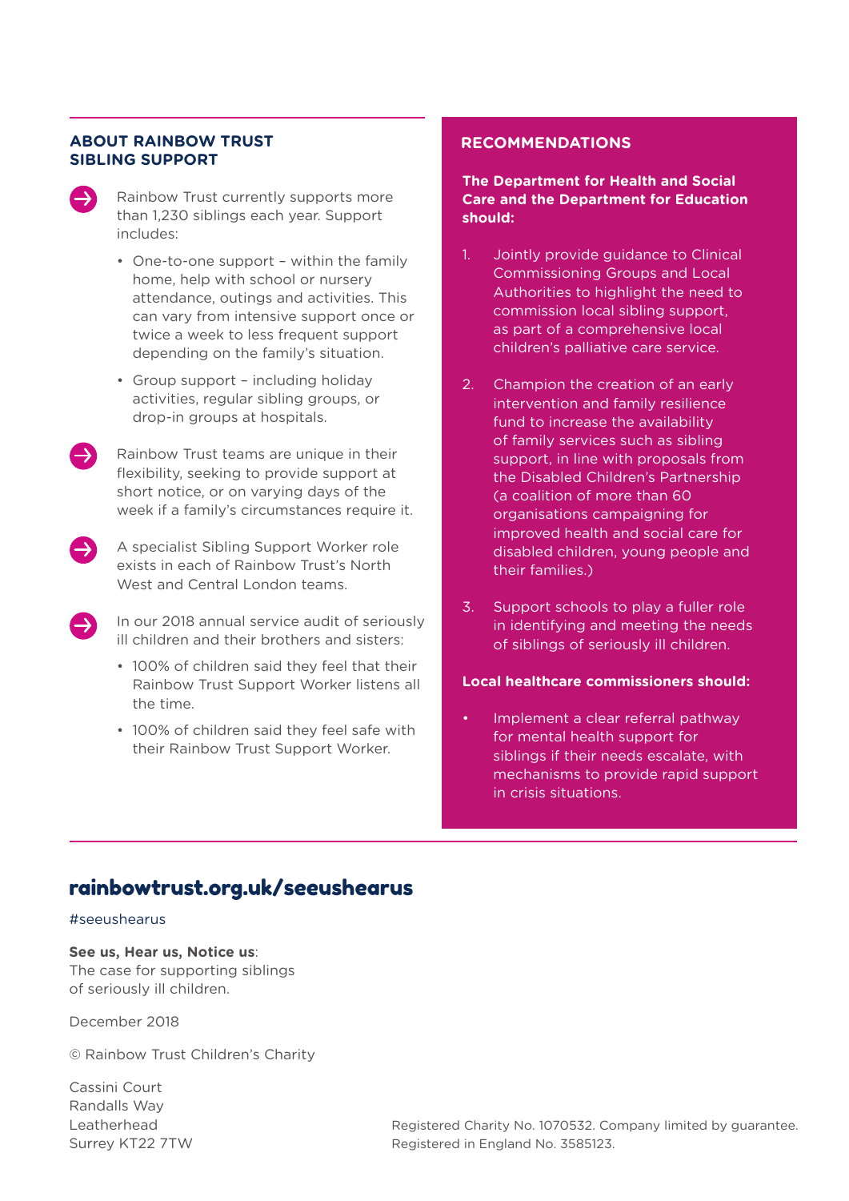## ABOUT RAINBOW TRUST SIBLING SUPPORT

- Rainbow Trust currently supports more than 1,230 siblings each year. Support includes:
  - One-to-one support – within the family home, help with school or nursery attendance, outings and activities. This can vary from intensive support once or twice a week to less frequent support depending on the family's situation.
  - Group support – including holiday activities, regular sibling groups, or drop-in groups at hospitals.
- Rainbow Trust teams are unique in their flexibility, seeking to provide support at short notice, or on varying days of the week if a family's circumstances require it.
- A specialist Sibling Support Worker role exists in each of Rainbow Trust's North West and Central London teams.
- In our 2018 annual service audit of seriously ill children and their brothers and sisters:
  - 100% of children said they feel that their Rainbow Trust Support Worker listens all the time.
  - 100% of children said they feel safe with their Rainbow Trust Support Worker.

## RECOMMENDATIONS

**The Department for Health and Social Care and the Department for Education should:**

1. Jointly provide guidance to Clinical Commissioning Groups and Local Authorities to highlight the need to commission local sibling support, as part of a comprehensive local children's palliative care service.
2. Champion the creation of an early intervention and family resilience fund to increase the availability of family services such as sibling support, in line with proposals from the Disabled Children's Partnership (a coalition of more than 60 organisations campaigning for improved health and social care for disabled children, young people and their families.)
3. Support schools to play a fuller role in identifying and meeting the needs of siblings of seriously ill children.

**Local healthcare commissioners should:**

- Implement a clear referral pathway for mental health support for siblings if their needs escalate, with mechanisms to provide rapid support in crisis situations.

---

**rainbowtrust.org.uk/seeushearus**

#seeushearus

**See us, Hear us, Notice us**:
The case for supporting siblings of seriously ill children.

December 2018

© Rainbow Trust Children's Charity

Cassini Court
Randalls Way
Leatherhead
Surrey KT22 7TW

Registered Charity No. 1070532. Company limited by guarantee.
Registered in England No. 3585123.